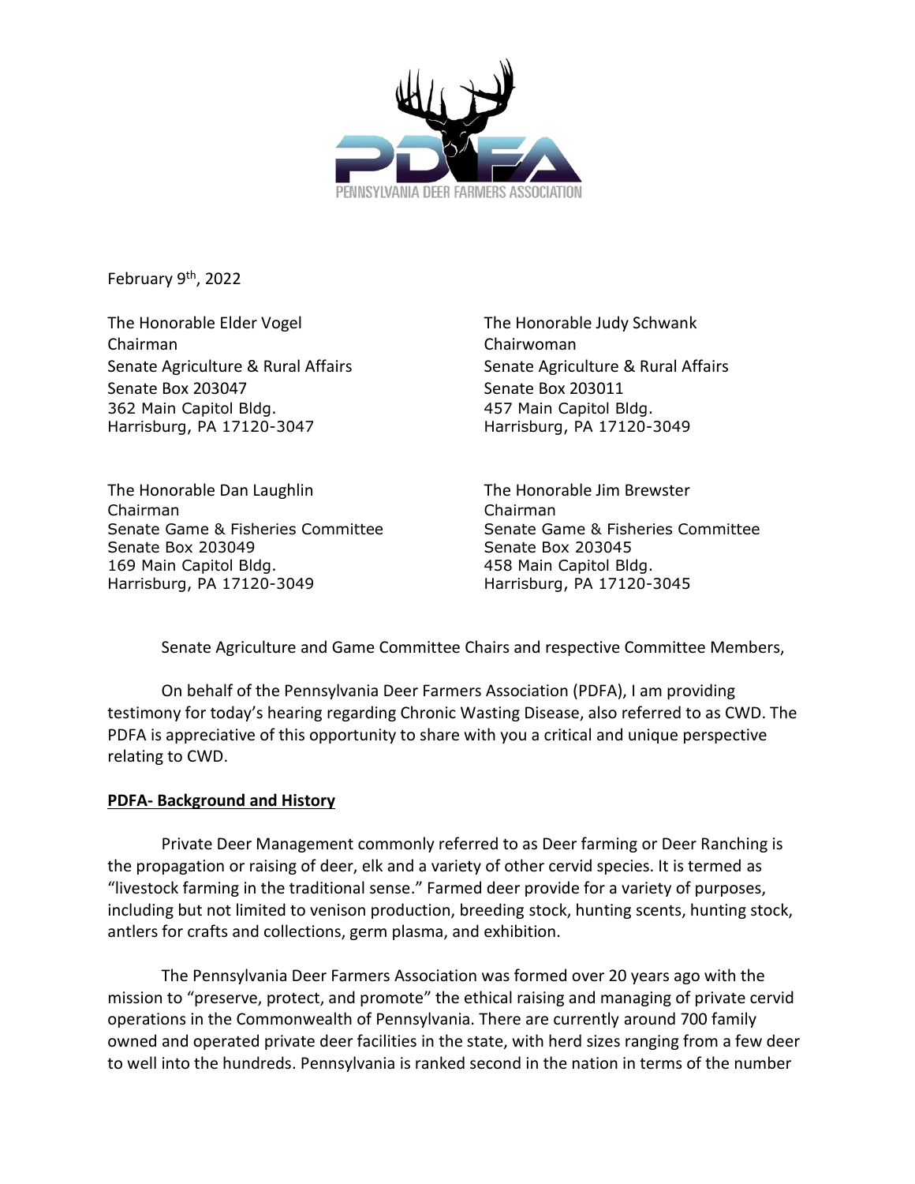PENNSYLVANIA DEER FARMERS ASSOCIATION

February 9th, 2022

The Honorable Elder Vogel
Chairman
Senate Agriculture & Rural Affairs
Senate Box 203047
362 Main Capitol Bldg.
Harrisburg, PA 17120-3047

The Honorable Judy Schwank
Chairwoman
Senate Agriculture & Rural Affairs
Senate Box 203011
457 Main Capitol Bldg.
Harrisburg, PA 17120-3049

The Honorable Dan Laughlin
Chairman
Senate Game & Fisheries Committee
Senate Box 203049
169 Main Capitol Bldg.
Harrisburg, PA 17120-3049

The Honorable Jim Brewster
Chairman
Senate Game & Fisheries Committee
Senate Box 203045
458 Main Capitol Bldg.
Harrisburg, PA 17120-3045

Senate Agriculture and Game Committee Chairs and respective Committee Members,

On behalf of the Pennsylvania Deer Farmers Association (PDFA), I am providing testimony for today's hearing regarding Chronic Wasting Disease, also referred to as CWD. The PDFA is appreciative of this opportunity to share with you a critical and unique perspective relating to CWD.

## PDFA- Background and History

Private Deer Management commonly referred to as Deer farming or Deer Ranching is the propagation or raising of deer, elk and a variety of other cervid species. It is termed as "livestock farming in the traditional sense." Farmed deer provide for a variety of purposes, including but not limited to venison production, breeding stock, hunting scents, hunting stock, antlers for crafts and collections, germ plasma, and exhibition.

The Pennsylvania Deer Farmers Association was formed over 20 years ago with the mission to "preserve, protect, and promote" the ethical raising and managing of private cervid operations in the Commonwealth of Pennsylvania. There are currently around 700 family owned and operated private deer facilities in the state, with herd sizes ranging from a few deer to well into the hundreds. Pennsylvania is ranked second in the nation in terms of the number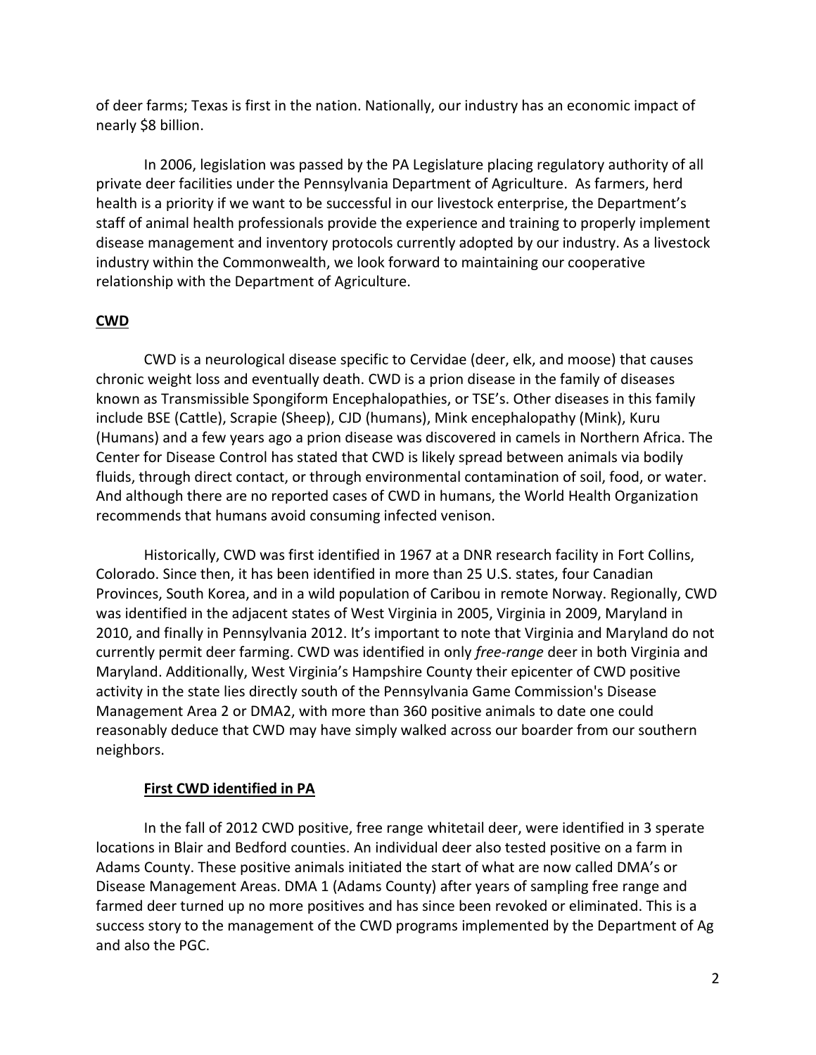of deer farms; Texas is first in the nation. Nationally, our industry has an economic impact of nearly $8 billion.

In 2006, legislation was passed by the PA Legislature placing regulatory authority of all private deer facilities under the Pennsylvania Department of Agriculture. As farmers, herd health is a priority if we want to be successful in our livestock enterprise, the Department's staff of animal health professionals provide the experience and training to properly implement disease management and inventory protocols currently adopted by our industry. As a livestock industry within the Commonwealth, we look forward to maintaining our cooperative relationship with the Department of Agriculture.

## CWD

CWD is a neurological disease specific to Cervidae (deer, elk, and moose) that causes chronic weight loss and eventually death. CWD is a prion disease in the family of diseases known as Transmissible Spongiform Encephalopathies, or TSE's. Other diseases in this family include BSE (Cattle), Scrapie (Sheep), CJD (humans), Mink encephalopathy (Mink), Kuru (Humans) and a few years ago a prion disease was discovered in camels in Northern Africa. The Center for Disease Control has stated that CWD is likely spread between animals via bodily fluids, through direct contact, or through environmental contamination of soil, food, or water. And although there are no reported cases of CWD in humans, the World Health Organization recommends that humans avoid consuming infected venison.

Historically, CWD was first identified in 1967 at a DNR research facility in Fort Collins, Colorado. Since then, it has been identified in more than 25 U.S. states, four Canadian Provinces, South Korea, and in a wild population of Caribou in remote Norway. Regionally, CWD was identified in the adjacent states of West Virginia in 2005, Virginia in 2009, Maryland in 2010, and finally in Pennsylvania 2012. It's important to note that Virginia and Maryland do not currently permit deer farming. CWD was identified in only *free-range* deer in both Virginia and Maryland. Additionally, West Virginia's Hampshire County their epicenter of CWD positive activity in the state lies directly south of the Pennsylvania Game Commission's Disease Management Area 2 or DMA2, with more than 360 positive animals to date one could reasonably deduce that CWD may have simply walked across our boarder from our southern neighbors.

### First CWD identified in PA

In the fall of 2012 CWD positive, free range whitetail deer, were identified in 3 sperate locations in Blair and Bedford counties. An individual deer also tested positive on a farm in Adams County. These positive animals initiated the start of what are now called DMA's or Disease Management Areas. DMA 1 (Adams County) after years of sampling free range and farmed deer turned up no more positives and has since been revoked or eliminated. This is a success story to the management of the CWD programs implemented by the Department of Ag and also the PGC.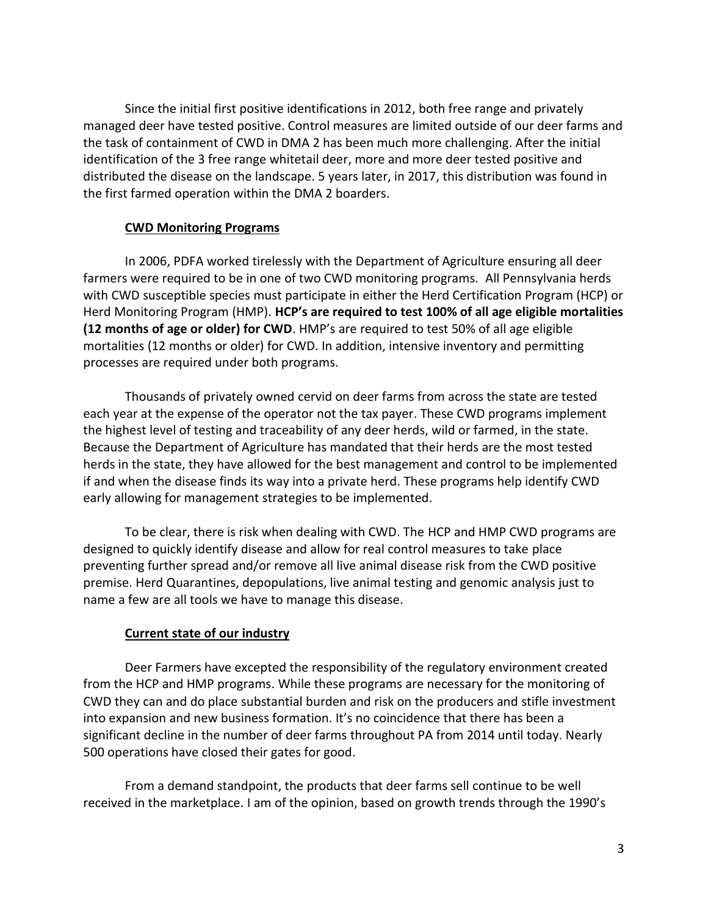Since the initial first positive identifications in 2012, both free range and privately managed deer have tested positive. Control measures are limited outside of our deer farms and the task of containment of CWD in DMA 2 has been much more challenging. After the initial identification of the 3 free range whitetail deer, more and more deer tested positive and distributed the disease on the landscape. 5 years later, in 2017, this distribution was found in the first farmed operation within the DMA 2 boarders.

**CWD Monitoring Programs**

In 2006, PDFA worked tirelessly with the Department of Agriculture ensuring all deer farmers were required to be in one of two CWD monitoring programs. All Pennsylvania herds with CWD susceptible species must participate in either the Herd Certification Program (HCP) or Herd Monitoring Program (HMP). **HCP's are required to test 100% of all age eligible mortalities (12 months of age or older) for CWD**. HMP's are required to test 50% of all age eligible mortalities (12 months or older) for CWD. In addition, intensive inventory and permitting processes are required under both programs.

Thousands of privately owned cervid on deer farms from across the state are tested each year at the expense of the operator not the tax payer. These CWD programs implement the highest level of testing and traceability of any deer herds, wild or farmed, in the state. Because the Department of Agriculture has mandated that their herds are the most tested herds in the state, they have allowed for the best management and control to be implemented if and when the disease finds its way into a private herd. These programs help identify CWD early allowing for management strategies to be implemented.

To be clear, there is risk when dealing with CWD. The HCP and HMP CWD programs are designed to quickly identify disease and allow for real control measures to take place preventing further spread and/or remove all live animal disease risk from the CWD positive premise. Herd Quarantines, depopulations, live animal testing and genomic analysis just to name a few are all tools we have to manage this disease.

**Current state of our industry**

Deer Farmers have excepted the responsibility of the regulatory environment created from the HCP and HMP programs. While these programs are necessary for the monitoring of CWD they can and do place substantial burden and risk on the producers and stifle investment into expansion and new business formation. It's no coincidence that there has been a significant decline in the number of deer farms throughout PA from 2014 until today. Nearly 500 operations have closed their gates for good.

From a demand standpoint, the products that deer farms sell continue to be well received in the marketplace. I am of the opinion, based on growth trends through the 1990's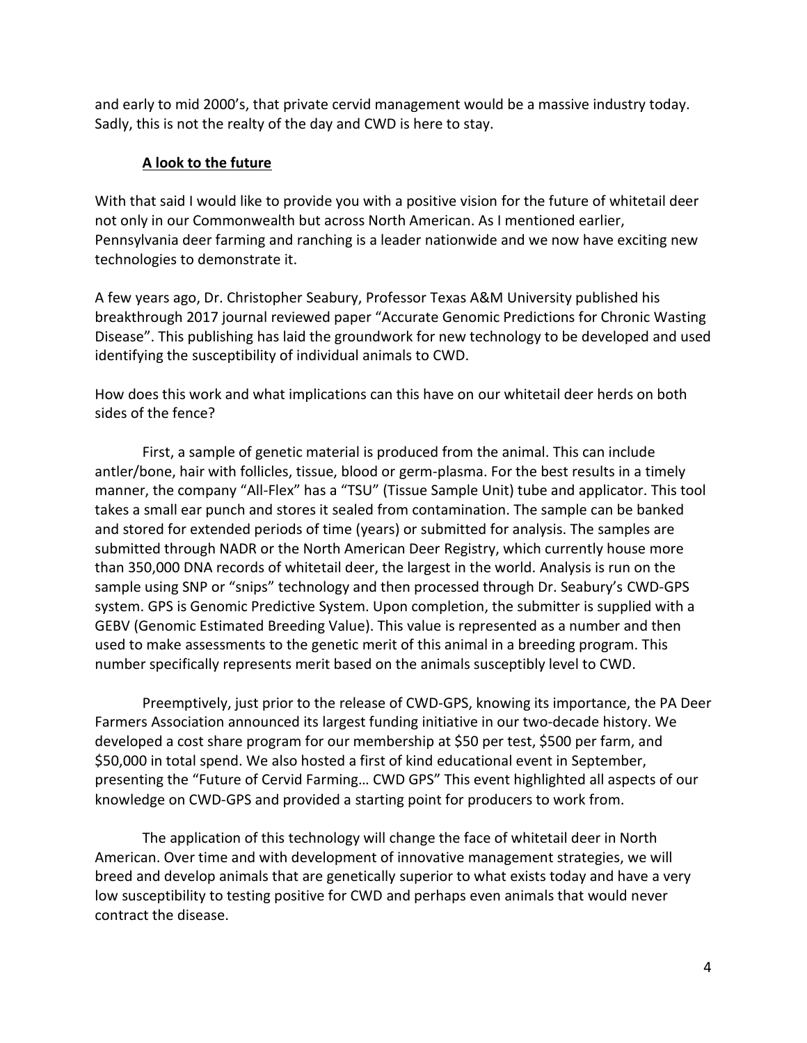and early to mid 2000's, that private cervid management would be a massive industry today. Sadly, this is not the realty of the day and CWD is here to stay.

**<u>A look to the future</u>**

With that said I would like to provide you with a positive vision for the future of whitetail deer not only in our Commonwealth but across North American. As I mentioned earlier, Pennsylvania deer farming and ranching is a leader nationwide and we now have exciting new technologies to demonstrate it.

A few years ago, Dr. Christopher Seabury, Professor Texas A&M University published his breakthrough 2017 journal reviewed paper "Accurate Genomic Predictions for Chronic Wasting Disease". This publishing has laid the groundwork for new technology to be developed and used identifying the susceptibility of individual animals to CWD.

How does this work and what implications can this have on our whitetail deer herds on both sides of the fence?

First, a sample of genetic material is produced from the animal. This can include antler/bone, hair with follicles, tissue, blood or germ-plasma. For the best results in a timely manner, the company "All-Flex" has a "TSU" (Tissue Sample Unit) tube and applicator. This tool takes a small ear punch and stores it sealed from contamination. The sample can be banked and stored for extended periods of time (years) or submitted for analysis. The samples are submitted through NADR or the North American Deer Registry, which currently house more than 350,000 DNA records of whitetail deer, the largest in the world. Analysis is run on the sample using SNP or "snips" technology and then processed through Dr. Seabury's CWD-GPS system. GPS is Genomic Predictive System. Upon completion, the submitter is supplied with a GEBV (Genomic Estimated Breeding Value). This value is represented as a number and then used to make assessments to the genetic merit of this animal in a breeding program. This number specifically represents merit based on the animals susceptibly level to CWD.

Preemptively, just prior to the release of CWD-GPS, knowing its importance, the PA Deer Farmers Association announced its largest funding initiative in our two-decade history. We developed a cost share program for our membership at $50 per test, $500 per farm, and $50,000 in total spend. We also hosted a first of kind educational event in September, presenting the "Future of Cervid Farming… CWD GPS" This event highlighted all aspects of our knowledge on CWD-GPS and provided a starting point for producers to work from.

The application of this technology will change the face of whitetail deer in North American. Over time and with development of innovative management strategies, we will breed and develop animals that are genetically superior to what exists today and have a very low susceptibility to testing positive for CWD and perhaps even animals that would never contract the disease.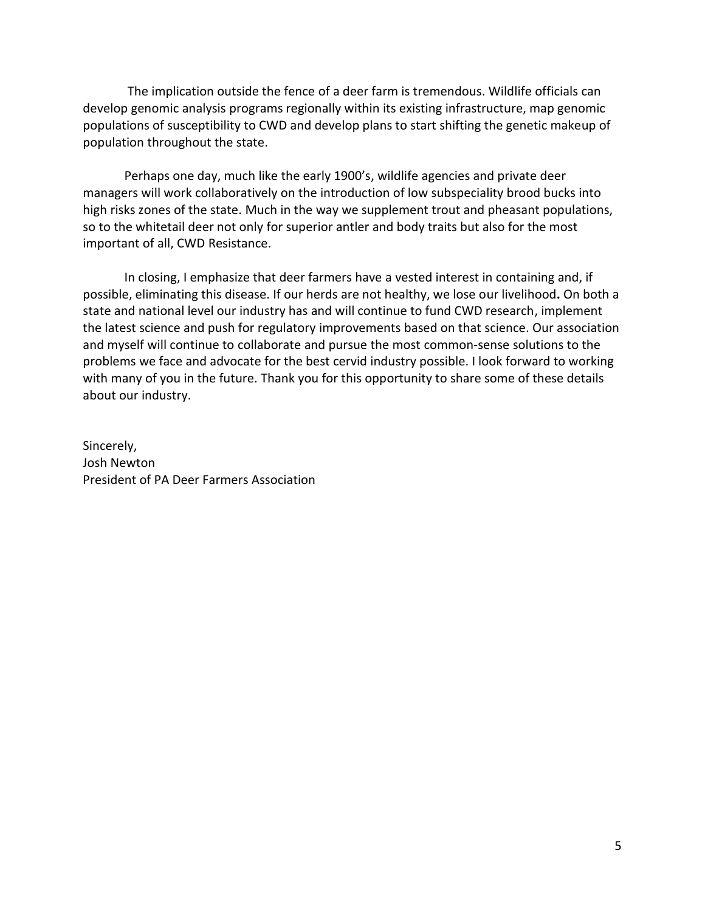The implication outside the fence of a deer farm is tremendous. Wildlife officials can develop genomic analysis programs regionally within its existing infrastructure, map genomic populations of susceptibility to CWD and develop plans to start shifting the genetic makeup of population throughout the state.

Perhaps one day, much like the early 1900's, wildlife agencies and private deer managers will work collaboratively on the introduction of low subspeciality brood bucks into high risks zones of the state. Much in the way we supplement trout and pheasant populations, so to the whitetail deer not only for superior antler and body traits but also for the most important of all, CWD Resistance.

In closing, I emphasize that deer farmers have a vested interest in containing and, if possible, eliminating this disease. If our herds are not healthy, we lose our livelihood**.** On both a state and national level our industry has and will continue to fund CWD research, implement the latest science and push for regulatory improvements based on that science. Our association and myself will continue to collaborate and pursue the most common-sense solutions to the problems we face and advocate for the best cervid industry possible. I look forward to working with many of you in the future. Thank you for this opportunity to share some of these details about our industry.

Sincerely,
Josh Newton
President of PA Deer Farmers Association